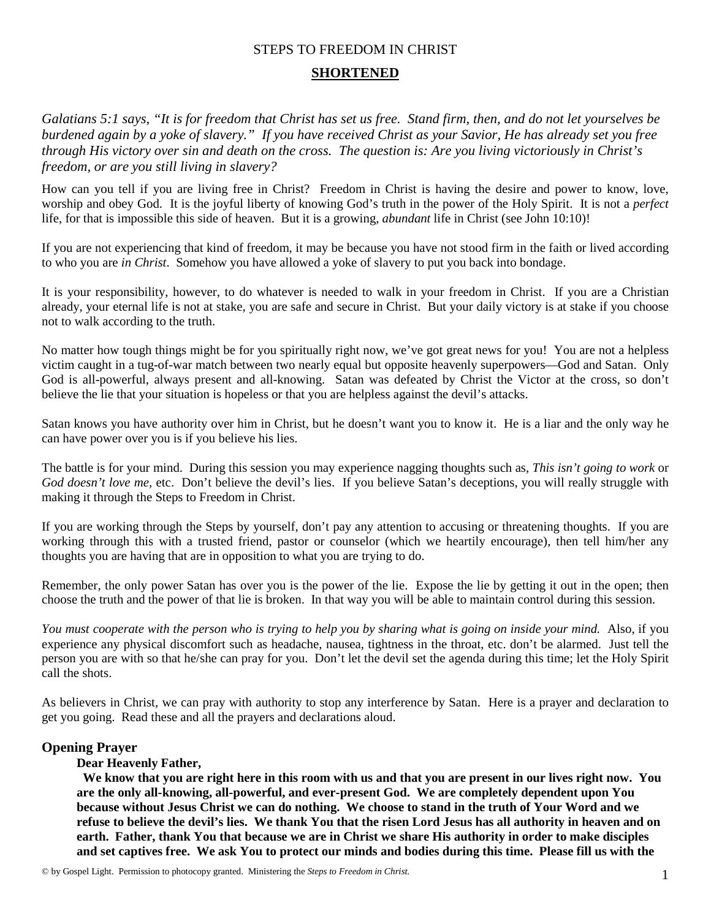# STEPS TO FREEDOM IN CHRIST

## SHORTENED

*Galatians 5:1 says, "It is for freedom that Christ has set us free. Stand firm, then, and do not let yourselves be burdened again by a yoke of slavery." If you have received Christ as your Savior, He has already set you free through His victory over sin and death on the cross. The question is: Are you living victoriously in Christ's freedom, or are you still living in slavery?*

How can you tell if you are living free in Christ? Freedom in Christ is having the desire and power to know, love, worship and obey God. It is the joyful liberty of knowing God's truth in the power of the Holy Spirit. It is not a *perfect* life, for that is impossible this side of heaven. But it is a growing, *abundant* life in Christ (see John 10:10)!

If you are not experiencing that kind of freedom, it may be because you have not stood firm in the faith or lived according to who you are *in Christ*. Somehow you have allowed a yoke of slavery to put you back into bondage.

It is your responsibility, however, to do whatever is needed to walk in your freedom in Christ. If you are a Christian already, your eternal life is not at stake, you are safe and secure in Christ. But your daily victory is at stake if you choose not to walk according to the truth.

No matter how tough things might be for you spiritually right now, we've got great news for you! You are not a helpless victim caught in a tug-of-war match between two nearly equal but opposite heavenly superpowers—God and Satan. Only God is all-powerful, always present and all-knowing. Satan was defeated by Christ the Victor at the cross, so don't believe the lie that your situation is hopeless or that you are helpless against the devil's attacks.

Satan knows you have authority over him in Christ, but he doesn't want you to know it. He is a liar and the only way he can have power over you is if you believe his lies.

The battle is for your mind. During this session you may experience nagging thoughts such as, *This isn't going to work* or *God doesn't love me*, etc. Don't believe the devil's lies. If you believe Satan's deceptions, you will really struggle with making it through the Steps to Freedom in Christ.

If you are working through the Steps by yourself, don't pay any attention to accusing or threatening thoughts. If you are working through this with a trusted friend, pastor or counselor (which we heartily encourage), then tell him/her any thoughts you are having that are in opposition to what you are trying to do.

Remember, the only power Satan has over you is the power of the lie. Expose the lie by getting it out in the open; then choose the truth and the power of that lie is broken. In that way you will be able to maintain control during this session.

*You must cooperate with the person who is trying to help you by sharing what is going on inside your mind.* Also, if you experience any physical discomfort such as headache, nausea, tightness in the throat, etc. don't be alarmed. Just tell the person you are with so that he/she can pray for you. Don't let the devil set the agenda during this time; let the Holy Spirit call the shots.

As believers in Christ, we can pray with authority to stop any interference by Satan. Here is a prayer and declaration to get you going. Read these and all the prayers and declarations aloud.

### Opening Prayer

**Dear Heavenly Father,**

**We know that you are right here in this room with us and that you are present in our lives right now. You are the only all-knowing, all-powerful, and ever-present God. We are completely dependent upon You because without Jesus Christ we can do nothing. We choose to stand in the truth of Your Word and we refuse to believe the devil's lies. We thank You that the risen Lord Jesus has all authority in heaven and on earth. Father, thank You that because we are in Christ we share His authority in order to make disciples and set captives free. We ask You to protect our minds and bodies during this time. Please fill us with the**

© by Gospel Light. Permission to photocopy granted. Ministering the *Steps to Freedom in Christ.*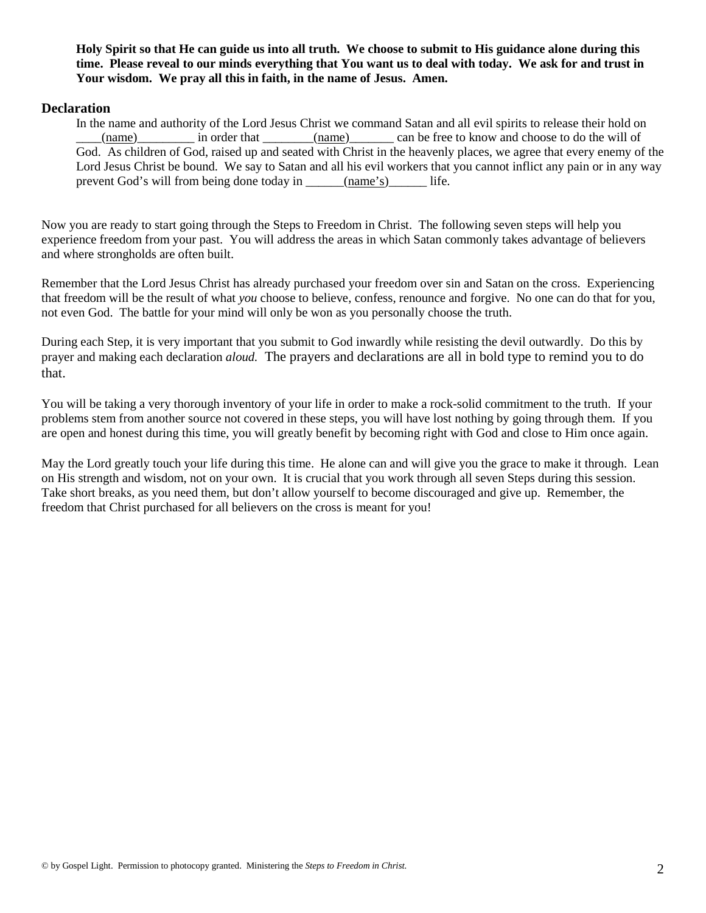**Holy Spirit so that He can guide us into all truth. We choose to submit to His guidance alone during this time. Please reveal to our minds everything that You want us to deal with today. We ask for and trust in Your wisdom. We pray all this in faith, in the name of Jesus. Amen.**

### Declaration

In the name and authority of the Lord Jesus Christ we command Satan and all evil spirits to release their hold on ____(name)_________ in order that ________(name)_______ can be free to know and choose to do the will of God. As children of God, raised up and seated with Christ in the heavenly places, we agree that every enemy of the Lord Jesus Christ be bound. We say to Satan and all his evil workers that you cannot inflict any pain or in any way prevent God's will from being done today in ______(name's)______ life.

Now you are ready to start going through the Steps to Freedom in Christ. The following seven steps will help you experience freedom from your past. You will address the areas in which Satan commonly takes advantage of believers and where strongholds are often built.

Remember that the Lord Jesus Christ has already purchased your freedom over sin and Satan on the cross. Experiencing that freedom will be the result of what *you* choose to believe, confess, renounce and forgive. No one can do that for you, not even God. The battle for your mind will only be won as you personally choose the truth.

During each Step, it is very important that you submit to God inwardly while resisting the devil outwardly. Do this by prayer and making each declaration *aloud.* The prayers and declarations are all in bold type to remind you to do that.

You will be taking a very thorough inventory of your life in order to make a rock-solid commitment to the truth. If your problems stem from another source not covered in these steps, you will have lost nothing by going through them. If you are open and honest during this time, you will greatly benefit by becoming right with God and close to Him once again.

May the Lord greatly touch your life during this time. He alone can and will give you the grace to make it through. Lean on His strength and wisdom, not on your own. It is crucial that you work through all seven Steps during this session. Take short breaks, as you need them, but don't allow yourself to become discouraged and give up. Remember, the freedom that Christ purchased for all believers on the cross is meant for you!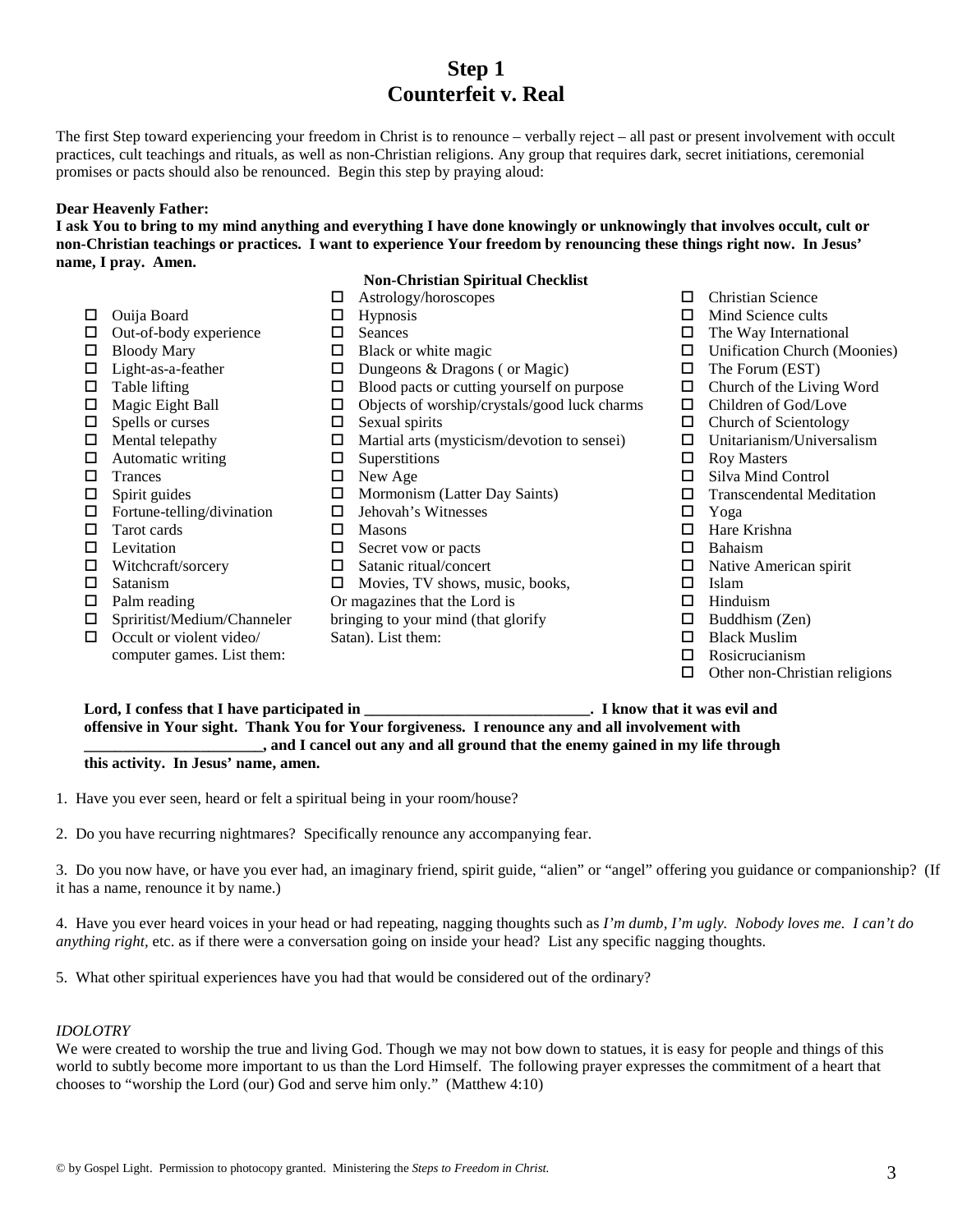# Step 1
# Counterfeit v. Real

The first Step toward experiencing your freedom in Christ is to renounce – verbally reject – all past or present involvement with occult practices, cult teachings and rituals, as well as non-Christian religions. Any group that requires dark, secret initiations, ceremonial promises or pacts should also be renounced. Begin this step by praying aloud:

**Dear Heavenly Father:**
**I ask You to bring to my mind anything and everything I have done knowingly or unknowingly that involves occult, cult or non-Christian teachings or practices. I want to experience Your freedom by renouncing these things right now. In Jesus' name, I pray. Amen.**

**Non-Christian Spiritual Checklist**

- ☐ Ouija Board
- ☐ Out-of-body experience
- ☐ Bloody Mary
- ☐ Light-as-a-feather
- ☐ Table lifting
- ☐ Magic Eight Ball
- ☐ Spells or curses
- ☐ Mental telepathy
- ☐ Automatic writing
- ☐ Trances
- ☐ Spirit guides
- ☐ Fortune-telling/divination
- ☐ Tarot cards
- ☐ Levitation
- ☐ Witchcraft/sorcery
- ☐ Satanism
- ☐ Palm reading
- ☐ Sprirititst/Medium/Channeler
- ☐ Occult or violent video/ computer games. List them:

- ☐ Astrology/horoscopes
- ☐ Hypnosis
- ☐ Seances
- ☐ Black or white magic
- ☐ Dungeons & Dragons ( or Magic)
- ☐ Blood pacts or cutting yourself on purpose
- ☐ Objects of worship/crystals/good luck charms
- ☐ Sexual spirits
- ☐ Martial arts (mysticism/devotion to sensei)
- ☐ Superstitions
- ☐ New Age
- ☐ Mormonism (Latter Day Saints)
- ☐ Jehovah's Witnesses
- ☐ Masons
- ☐ Secret vow or pacts
- ☐ Satanic ritual/concert
- ☐ Movies, TV shows, music, books, Or magazines that the Lord is bringing to your mind (that glorify Satan). List them:

- ☐ Christian Science
- ☐ Mind Science cults
- ☐ The Way International
- ☐ Unification Church (Moonies)
- ☐ The Forum (EST)
- ☐ Church of the Living Word
- ☐ Children of God/Love
- ☐ Church of Scientology
- ☐ Unitarianism/Universalism
- ☐ Roy Masters
- ☐ Silva Mind Control
- ☐ Transcendental Meditation
- ☐ Yoga
- ☐ Hare Krishna
- ☐ Bahaism
- ☐ Native American spirit
- ☐ Islam
- ☐ Hinduism
- ☐ Buddhism (Zen)
- ☐ Black Muslim
- ☐ Rosicrucianism
- ☐ Other non-Christian religions

**Lord, I confess that I have participated in _____________________________. I know that it was evil and offensive in Your sight. Thank You for Your forgiveness. I renounce any and all involvement with _______________________, and I cancel out any and all ground that the enemy gained in my life through this activity. In Jesus' name, amen.**

1. Have you ever seen, heard or felt a spiritual being in your room/house?

2. Do you have recurring nightmares? Specifically renounce any accompanying fear.

3. Do you now have, or have you ever had, an imaginary friend, spirit guide, "alien" or "angel" offering you guidance or companionship? (If it has a name, renounce it by name.)

4. Have you ever heard voices in your head or had repeating, nagging thoughts such as *I'm dumb, I'm ugly. Nobody loves me. I can't do anything right*, etc. as if there were a conversation going on inside your head? List any specific nagging thoughts.

5. What other spiritual experiences have you had that would be considered out of the ordinary?

*IDOLOTRY*

We were created to worship the true and living God. Though we may not bow down to statues, it is easy for people and things of this world to subtly become more important to us than the Lord Himself. The following prayer expresses the commitment of a heart that chooses to "worship the Lord (our) God and serve him only." (Matthew 4:10)

© by Gospel Light. Permission to photocopy granted. Ministering the *Steps to Freedom in Christ.*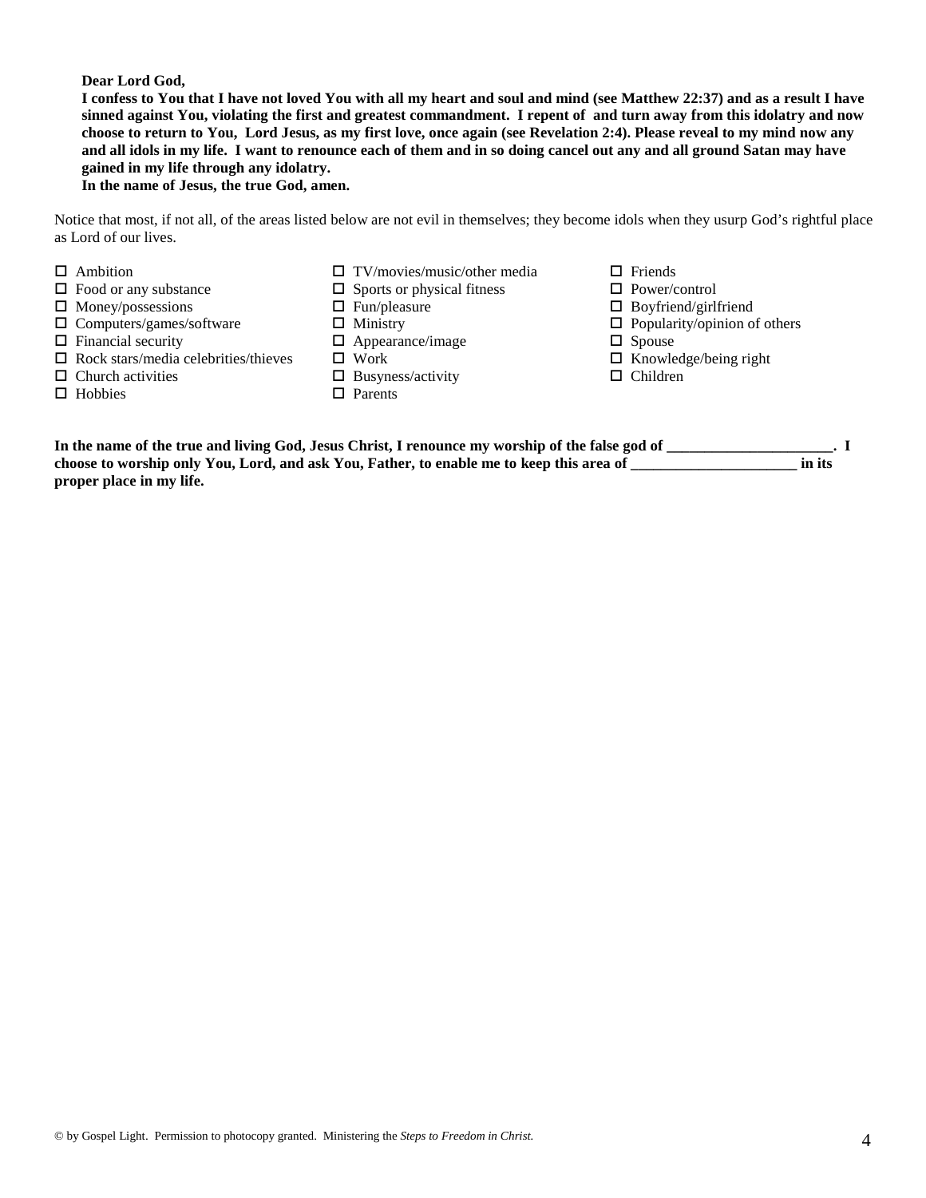**Dear Lord God,**
**I confess to You that I have not loved You with all my heart and soul and mind (see Matthew 22:37) and as a result I have sinned against You, violating the first and greatest commandment. I repent of and turn away from this idolatry and now choose to return to You, Lord Jesus, as my first love, once again (see Revelation 2:4). Please reveal to my mind now any and all idols in my life. I want to renounce each of them and in so doing cancel out any and all ground Satan may have gained in my life through any idolatry.**
**In the name of Jesus, the true God, amen.**

Notice that most, if not all, of the areas listed below are not evil in themselves; they become idols when they usurp God's rightful place as Lord of our lives.

- ☐ Ambition
- ☐ Food or any substance
- ☐ Money/possessions
- ☐ Computers/games/software
- ☐ Financial security
- ☐ Rock stars/media celebrities/thieves
- ☐ Church activities
- ☐ Hobbies
- ☐ TV/movies/music/other media
- ☐ Sports or physical fitness
- ☐ Fun/pleasure
- ☐ Ministry
- ☐ Appearance/image
- ☐ Work
- ☐ Busyness/activity
- ☐ Parents
- ☐ Friends
- ☐ Power/control
- ☐ Boyfriend/girlfriend
- ☐ Popularity/opinion of others
- ☐ Spouse
- ☐ Knowledge/being right
- ☐ Children

**In the name of the true and living God, Jesus Christ, I renounce my worship of the false god of ______________________. I choose to worship only You, Lord, and ask You, Father, to enable me to keep this area of ______________________ in its proper place in my life.**

© by Gospel Light. Permission to photocopy granted. Ministering the *Steps to Freedom in Christ.*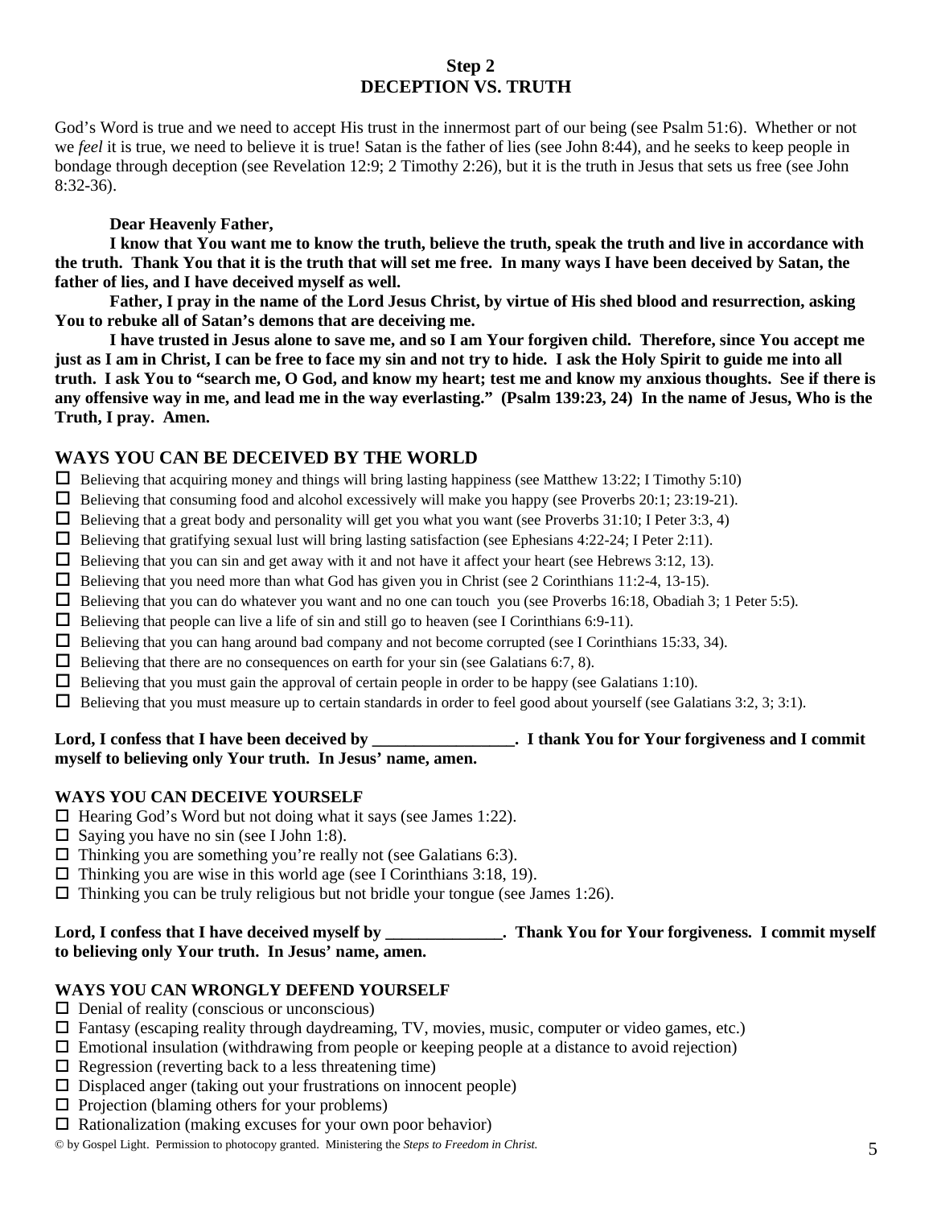## Step 2
## DECEPTION VS. TRUTH

God's Word is true and we need to accept His trust in the innermost part of our being (see Psalm 51:6). Whether or not we *feel* it is true, we need to believe it is true! Satan is the father of lies (see John 8:44), and he seeks to keep people in bondage through deception (see Revelation 12:9; 2 Timothy 2:26), but it is the truth in Jesus that sets us free (see John 8:32-36).

**Dear Heavenly Father,**

**I know that You want me to know the truth, believe the truth, speak the truth and live in accordance with the truth. Thank You that it is the truth that will set me free. In many ways I have been deceived by Satan, the father of lies, and I have deceived myself as well.**

**Father, I pray in the name of the Lord Jesus Christ, by virtue of His shed blood and resurrection, asking You to rebuke all of Satan's demons that are deceiving me.**

**I have trusted in Jesus alone to save me, and so I am Your forgiven child. Therefore, since You accept me just as I am in Christ, I can be free to face my sin and not try to hide. I ask the Holy Spirit to guide me into all truth. I ask You to "search me, O God, and know my heart; test me and know my anxious thoughts. See if there is any offensive way in me, and lead me in the way everlasting." (Psalm 139:23, 24) In the name of Jesus, Who is the Truth, I pray. Amen.**

### WAYS YOU CAN BE DECEIVED BY THE WORLD

- ☐ Believing that acquiring money and things will bring lasting happiness (see Matthew 13:22; I Timothy 5:10)
- ☐ Believing that consuming food and alcohol excessively will make you happy (see Proverbs 20:1; 23:19-21).
- ☐ Believing that a great body and personality will get you what you want (see Proverbs 31:10; I Peter 3:3, 4)
- ☐ Believing that gratifying sexual lust will bring lasting satisfaction (see Ephesians 4:22-24; I Peter 2:11).
- ☐ Believing that you can sin and get away with it and not have it affect your heart (see Hebrews 3:12, 13).
- ☐ Believing that you need more than what God has given you in Christ (see 2 Corinthians 11:2-4, 13-15).
- ☐ Believing that you can do whatever you want and no one can touch you (see Proverbs 16:18, Obadiah 3; 1 Peter 5:5).
- ☐ Believing that people can live a life of sin and still go to heaven (see I Corinthians 6:9-11).
- ☐ Believing that you can hang around bad company and not become corrupted (see I Corinthians 15:33, 34).
- ☐ Believing that there are no consequences on earth for your sin (see Galatians 6:7, 8).
- ☐ Believing that you must gain the approval of certain people in order to be happy (see Galatians 1:10).
- ☐ Believing that you must measure up to certain standards in order to feel good about yourself (see Galatians 3:2, 3; 3:1).

**Lord, I confess that I have been deceived by _________________. I thank You for Your forgiveness and I commit myself to believing only Your truth. In Jesus' name, amen.**

### WAYS YOU CAN DECEIVE YOURSELF

- ☐ Hearing God's Word but not doing what it says (see James 1:22).
- ☐ Saying you have no sin (see I John 1:8).
- ☐ Thinking you are something you're really not (see Galatians 6:3).
- ☐ Thinking you are wise in this world age (see I Corinthians 3:18, 19).
- ☐ Thinking you can be truly religious but not bridle your tongue (see James 1:26).

**Lord, I confess that I have deceived myself by ______________. Thank You for Your forgiveness. I commit myself to believing only Your truth. In Jesus' name, amen.**

### WAYS YOU CAN WRONGLY DEFEND YOURSELF

- ☐ Denial of reality (conscious or unconscious)
- ☐ Fantasy (escaping reality through daydreaming, TV, movies, music, computer or video games, etc.)
- ☐ Emotional insulation (withdrawing from people or keeping people at a distance to avoid rejection)
- ☐ Regression (reverting back to a less threatening time)
- ☐ Displaced anger (taking out your frustrations on innocent people)
- ☐ Projection (blaming others for your problems)
- ☐ Rationalization (making excuses for your own poor behavior)

© by Gospel Light. Permission to photocopy granted. Ministering the *Steps to Freedom in Christ.*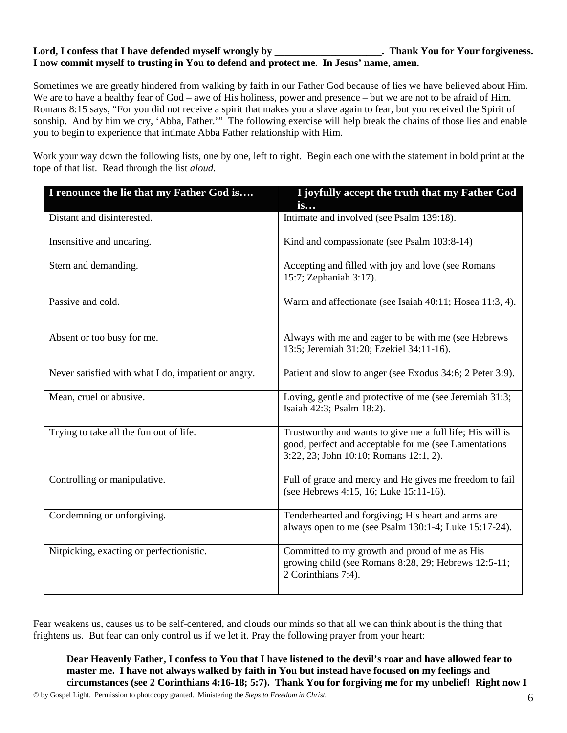**Lord, I confess that I have defended myself wrongly by \_\_\_\_\_\_\_\_\_\_\_\_\_\_\_\_\_\_\_\_\_. Thank You for Your forgiveness. I now commit myself to trusting in You to defend and protect me. In Jesus' name, amen.**

Sometimes we are greatly hindered from walking by faith in our Father God because of lies we have believed about Him. We are to have a healthy fear of God – awe of His holiness, power and presence – but we are not to be afraid of Him. Romans 8:15 says, "For you did not receive a spirit that makes you a slave again to fear, but you received the Spirit of sonship. And by him we cry, 'Abba, Father.'" The following exercise will help break the chains of those lies and enable you to begin to experience that intimate Abba Father relationship with Him.

Work your way down the following lists, one by one, left to right. Begin each one with the statement in bold print at the tope of that list. Read through the list *aloud.*

| I renounce the lie that my Father God is…. | I joyfully accept the truth that my Father God is… |
|---|---|
| Distant and disinterested. | Intimate and involved (see Psalm 139:18). |
| Insensitive and uncaring. | Kind and compassionate (see Psalm 103:8-14) |
| Stern and demanding. | Accepting and filled with joy and love (see Romans 15:7; Zephaniah 3:17). |
| Passive and cold. | Warm and affectionate (see Isaiah 40:11; Hosea 11:3, 4). |
| Absent or too busy for me. | Always with me and eager to be with me (see Hebrews 13:5; Jeremiah 31:20; Ezekiel 34:11-16). |
| Never satisfied with what I do, impatient or angry. | Patient and slow to anger (see Exodus 34:6; 2 Peter 3:9). |
| Mean, cruel or abusive. | Loving, gentle and protective of me (see Jeremiah 31:3; Isaiah 42:3; Psalm 18:2). |
| Trying to take all the fun out of life. | Trustworthy and wants to give me a full life; His will is good, perfect and acceptable for me (see Lamentations 3:22, 23; John 10:10; Romans 12:1, 2). |
| Controlling or manipulative. | Full of grace and mercy and He gives me freedom to fail (see Hebrews 4:15, 16; Luke 15:11-16). |
| Condemning or unforgiving. | Tenderhearted and forgiving; His heart and arms are always open to me (see Psalm 130:1-4; Luke 15:17-24). |
| Nitpicking, exacting or perfectionistic. | Committed to my growth and proud of me as His growing child (see Romans 8:28, 29; Hebrews 12:5-11; 2 Corinthians 7:4). |

Fear weakens us, causes us to be self-centered, and clouds our minds so that all we can think about is the thing that frightens us. But fear can only control us if we let it. Pray the following prayer from your heart:

> **Dear Heavenly Father, I confess to You that I have listened to the devil's roar and have allowed fear to master me. I have not always walked by faith in You but instead have focused on my feelings and circumstances (see 2 Corinthians 4:16-18; 5:7). Thank You for forgiving me for my unbelief! Right now I**

© by Gospel Light. Permission to photocopy granted. Ministering the *Steps to Freedom in Christ.*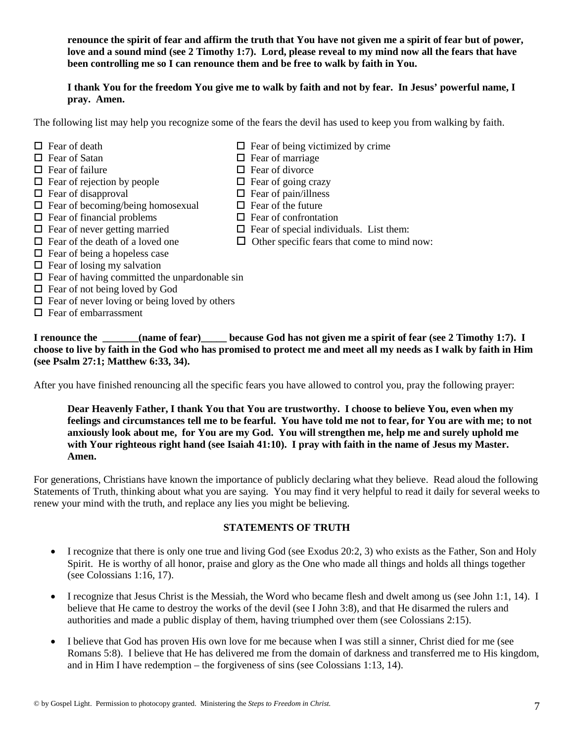**renounce the spirit of fear and affirm the truth that You have not given me a spirit of fear but of power, love and a sound mind (see 2 Timothy 1:7). Lord, please reveal to my mind now all the fears that have been controlling me so I can renounce them and be free to walk by faith in You.**

**I thank You for the freedom You give me to walk by faith and not by fear. In Jesus' powerful name, I pray. Amen.**

The following list may help you recognize some of the fears the devil has used to keep you from walking by faith.

- ☐ Fear of death
- ☐ Fear of Satan
- ☐ Fear of failure
- ☐ Fear of rejection by people
- ☐ Fear of disapproval
- ☐ Fear of becoming/being homosexual
- ☐ Fear of financial problems
- ☐ Fear of never getting married
- ☐ Fear of the death of a loved one
- ☐ Fear of being a hopeless case
- ☐ Fear of losing my salvation
- ☐ Fear of having committed the unpardonable sin
- ☐ Fear of not being loved by God
- ☐ Fear of never loving or being loved by others
- ☐ Fear of embarrassment
- ☐ Fear of being victimized by crime
- ☐ Fear of marriage
- ☐ Fear of divorce
- ☐ Fear of going crazy
- ☐ Fear of pain/illness
- ☐ Fear of the future
- ☐ Fear of confrontation
- ☐ Fear of special individuals. List them:
- ☐ Other specific fears that come to mind now:

**I renounce the \_\_\_\_\_\_\_(name of fear)\_\_\_\_\_ because God has not given me a spirit of fear (see 2 Timothy 1:7). I choose to live by faith in the God who has promised to protect me and meet all my needs as I walk by faith in Him (see Psalm 27:1; Matthew 6:33, 34).**

After you have finished renouncing all the specific fears you have allowed to control you, pray the following prayer:

**Dear Heavenly Father, I thank You that You are trustworthy. I choose to believe You, even when my feelings and circumstances tell me to be fearful. You have told me not to fear, for You are with me; to not anxiously look about me, for You are my God. You will strengthen me, help me and surely uphold me with Your righteous right hand (see Isaiah 41:10). I pray with faith in the name of Jesus my Master. Amen.**

For generations, Christians have known the importance of publicly declaring what they believe. Read aloud the following Statements of Truth, thinking about what you are saying. You may find it very helpful to read it daily for several weeks to renew your mind with the truth, and replace any lies you might be believing.

## STATEMENTS OF TRUTH

- I recognize that there is only one true and living God (see Exodus 20:2, 3) who exists as the Father, Son and Holy Spirit. He is worthy of all honor, praise and glory as the One who made all things and holds all things together (see Colossians 1:16, 17).
- I recognize that Jesus Christ is the Messiah, the Word who became flesh and dwelt among us (see John 1:1, 14). I believe that He came to destroy the works of the devil (see I John 3:8), and that He disarmed the rulers and authorities and made a public display of them, having triumphed over them (see Colossians 2:15).
- I believe that God has proven His own love for me because when I was still a sinner, Christ died for me (see Romans 5:8). I believe that He has delivered me from the domain of darkness and transferred me to His kingdom, and in Him I have redemption – the forgiveness of sins (see Colossians 1:13, 14).

© by Gospel Light. Permission to photocopy granted. Ministering the *Steps to Freedom in Christ.*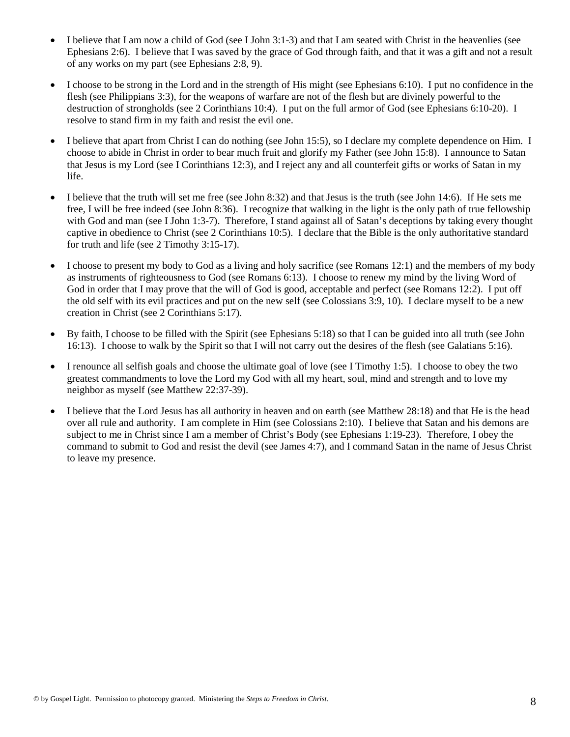- I believe that I am now a child of God (see I John 3:1-3) and that I am seated with Christ in the heavenlies (see Ephesians 2:6). I believe that I was saved by the grace of God through faith, and that it was a gift and not a result of any works on my part (see Ephesians 2:8, 9).

- I choose to be strong in the Lord and in the strength of His might (see Ephesians 6:10). I put no confidence in the flesh (see Philippians 3:3), for the weapons of warfare are not of the flesh but are divinely powerful to the destruction of strongholds (see 2 Corinthians 10:4). I put on the full armor of God (see Ephesians 6:10-20). I resolve to stand firm in my faith and resist the evil one.

- I believe that apart from Christ I can do nothing (see John 15:5), so I declare my complete dependence on Him. I choose to abide in Christ in order to bear much fruit and glorify my Father (see John 15:8). I announce to Satan that Jesus is my Lord (see I Corinthians 12:3), and I reject any and all counterfeit gifts or works of Satan in my life.

- I believe that the truth will set me free (see John 8:32) and that Jesus is the truth (see John 14:6). If He sets me free, I will be free indeed (see John 8:36). I recognize that walking in the light is the only path of true fellowship with God and man (see I John 1:3-7). Therefore, I stand against all of Satan's deceptions by taking every thought captive in obedience to Christ (see 2 Corinthians 10:5). I declare that the Bible is the only authoritative standard for truth and life (see 2 Timothy 3:15-17).

- I choose to present my body to God as a living and holy sacrifice (see Romans 12:1) and the members of my body as instruments of righteousness to God (see Romans 6:13). I choose to renew my mind by the living Word of God in order that I may prove that the will of God is good, acceptable and perfect (see Romans 12:2). I put off the old self with its evil practices and put on the new self (see Colossians 3:9, 10). I declare myself to be a new creation in Christ (see 2 Corinthians 5:17).

- By faith, I choose to be filled with the Spirit (see Ephesians 5:18) so that I can be guided into all truth (see John 16:13). I choose to walk by the Spirit so that I will not carry out the desires of the flesh (see Galatians 5:16).

- I renounce all selfish goals and choose the ultimate goal of love (see I Timothy 1:5). I choose to obey the two greatest commandments to love the Lord my God with all my heart, soul, mind and strength and to love my neighbor as myself (see Matthew 22:37-39).

- I believe that the Lord Jesus has all authority in heaven and on earth (see Matthew 28:18) and that He is the head over all rule and authority. I am complete in Him (see Colossians 2:10). I believe that Satan and his demons are subject to me in Christ since I am a member of Christ's Body (see Ephesians 1:19-23). Therefore, I obey the command to submit to God and resist the devil (see James 4:7), and I command Satan in the name of Jesus Christ to leave my presence.

© by Gospel Light. Permission to photocopy granted. Ministering the *Steps to Freedom in Christ.*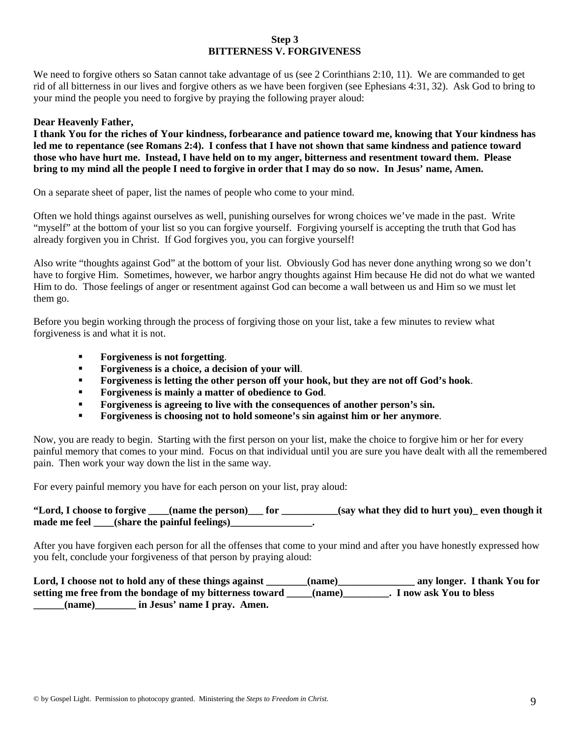## Step 3
## BITTERNESS V. FORGIVENESS

We need to forgive others so Satan cannot take advantage of us (see 2 Corinthians 2:10, 11). We are commanded to get rid of all bitterness in our lives and forgive others as we have been forgiven (see Ephesians 4:31, 32). Ask God to bring to your mind the people you need to forgive by praying the following prayer aloud:

**Dear Heavenly Father,**
**I thank You for the riches of Your kindness, forbearance and patience toward me, knowing that Your kindness has led me to repentance (see Romans 2:4). I confess that I have not shown that same kindness and patience toward those who have hurt me. Instead, I have held on to my anger, bitterness and resentment toward them. Please bring to my mind all the people I need to forgive in order that I may do so now. In Jesus' name, Amen.**

On a separate sheet of paper, list the names of people who come to your mind.

Often we hold things against ourselves as well, punishing ourselves for wrong choices we've made in the past. Write "myself" at the bottom of your list so you can forgive yourself. Forgiving yourself is accepting the truth that God has already forgiven you in Christ. If God forgives you, you can forgive yourself!

Also write "thoughts against God" at the bottom of your list. Obviously God has never done anything wrong so we don't have to forgive Him. Sometimes, however, we harbor angry thoughts against Him because He did not do what we wanted Him to do. Those feelings of anger or resentment against God can become a wall between us and Him so we must let them go.

Before you begin working through the process of forgiving those on your list, take a few minutes to review what forgiveness is and what it is not.

- **Forgiveness is not forgetting**.
- **Forgiveness is a choice, a decision of your will**.
- **Forgiveness is letting the other person off your hook, but they are not off God's hook**.
- **Forgiveness is mainly a matter of obedience to God**.
- **Forgiveness is agreeing to live with the consequences of another person's sin.**
- **Forgiveness is choosing not to hold someone's sin against him or her anymore**.

Now, you are ready to begin. Starting with the first person on your list, make the choice to forgive him or her for every painful memory that comes to your mind. Focus on that individual until you are sure you have dealt with all the remembered pain. Then work your way down the list in the same way.

For every painful memory you have for each person on your list, pray aloud:

**"Lord, I choose to forgive ____(name the person)___ for ___________(say what they did to hurt you)_ even though it made me feel ____(share the painful feelings)________________.**

After you have forgiven each person for all the offenses that come to your mind and after you have honestly expressed how you felt, conclude your forgiveness of that person by praying aloud:

**Lord, I choose not to hold any of these things against ________(name)_______________ any longer. I thank You for setting me free from the bondage of my bitterness toward _____(name)_________. I now ask You to bless ______(name)________ in Jesus' name I pray. Amen.**

© by Gospel Light. Permission to photocopy granted. Ministering the *Steps to Freedom in Christ.*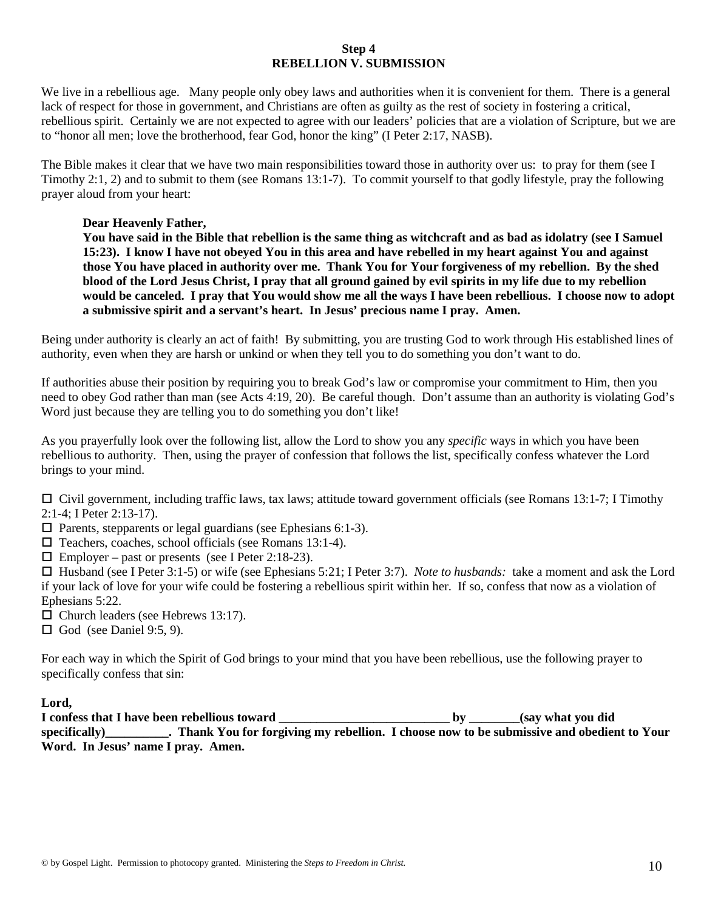**Step 4**
**REBELLION V. SUBMISSION**

We live in a rebellious age. Many people only obey laws and authorities when it is convenient for them. There is a general lack of respect for those in government, and Christians are often as guilty as the rest of society in fostering a critical, rebellious spirit. Certainly we are not expected to agree with our leaders' policies that are a violation of Scripture, but we are to "honor all men; love the brotherhood, fear God, honor the king" (I Peter 2:17, NASB).

The Bible makes it clear that we have two main responsibilities toward those in authority over us: to pray for them (see I Timothy 2:1, 2) and to submit to them (see Romans 13:1-7). To commit yourself to that godly lifestyle, pray the following prayer aloud from your heart:

> **Dear Heavenly Father,**
> **You have said in the Bible that rebellion is the same thing as witchcraft and as bad as idolatry (see I Samuel 15:23). I know I have not obeyed You in this area and have rebelled in my heart against You and against those You have placed in authority over me. Thank You for Your forgiveness of my rebellion. By the shed blood of the Lord Jesus Christ, I pray that all ground gained by evil spirits in my life due to my rebellion would be canceled. I pray that You would show me all the ways I have been rebellious. I choose now to adopt a submissive spirit and a servant's heart. In Jesus' precious name I pray. Amen.**

Being under authority is clearly an act of faith! By submitting, you are trusting God to work through His established lines of authority, even when they are harsh or unkind or when they tell you to do something you don't want to do.

If authorities abuse their position by requiring you to break God's law or compromise your commitment to Him, then you need to obey God rather than man (see Acts 4:19, 20). Be careful though. Don't assume than an authority is violating God's Word just because they are telling you to do something you don't like!

As you prayerfully look over the following list, allow the Lord to show you any *specific* ways in which you have been rebellious to authority. Then, using the prayer of confession that follows the list, specifically confess whatever the Lord brings to your mind.

- ☐ Civil government, including traffic laws, tax laws; attitude toward government officials (see Romans 13:1-7; I Timothy 2:1-4; I Peter 2:13-17).
- ☐ Parents, stepparents or legal guardians (see Ephesians 6:1-3).
- ☐ Teachers, coaches, school officials (see Romans 13:1-4).
- ☐ Employer – past or presents (see I Peter 2:18-23).
- ☐ Husband (see I Peter 3:1-5) or wife (see Ephesians 5:21; I Peter 3:7). *Note to husbands:* take a moment and ask the Lord if your lack of love for your wife could be fostering a rebellious spirit within her. If so, confess that now as a violation of Ephesians 5:22.
- ☐ Church leaders (see Hebrews 13:17).
- ☐ God (see Daniel 9:5, 9).

For each way in which the Spirit of God brings to your mind that you have been rebellious, use the following prayer to specifically confess that sin:

**Lord,**
**I confess that I have been rebellious toward ___________________________ by ________(say what you did specifically)__________. Thank You for forgiving my rebellion. I choose now to be submissive and obedient to Your Word. In Jesus' name I pray. Amen.**

© by Gospel Light. Permission to photocopy granted. Ministering the *Steps to Freedom in Christ.*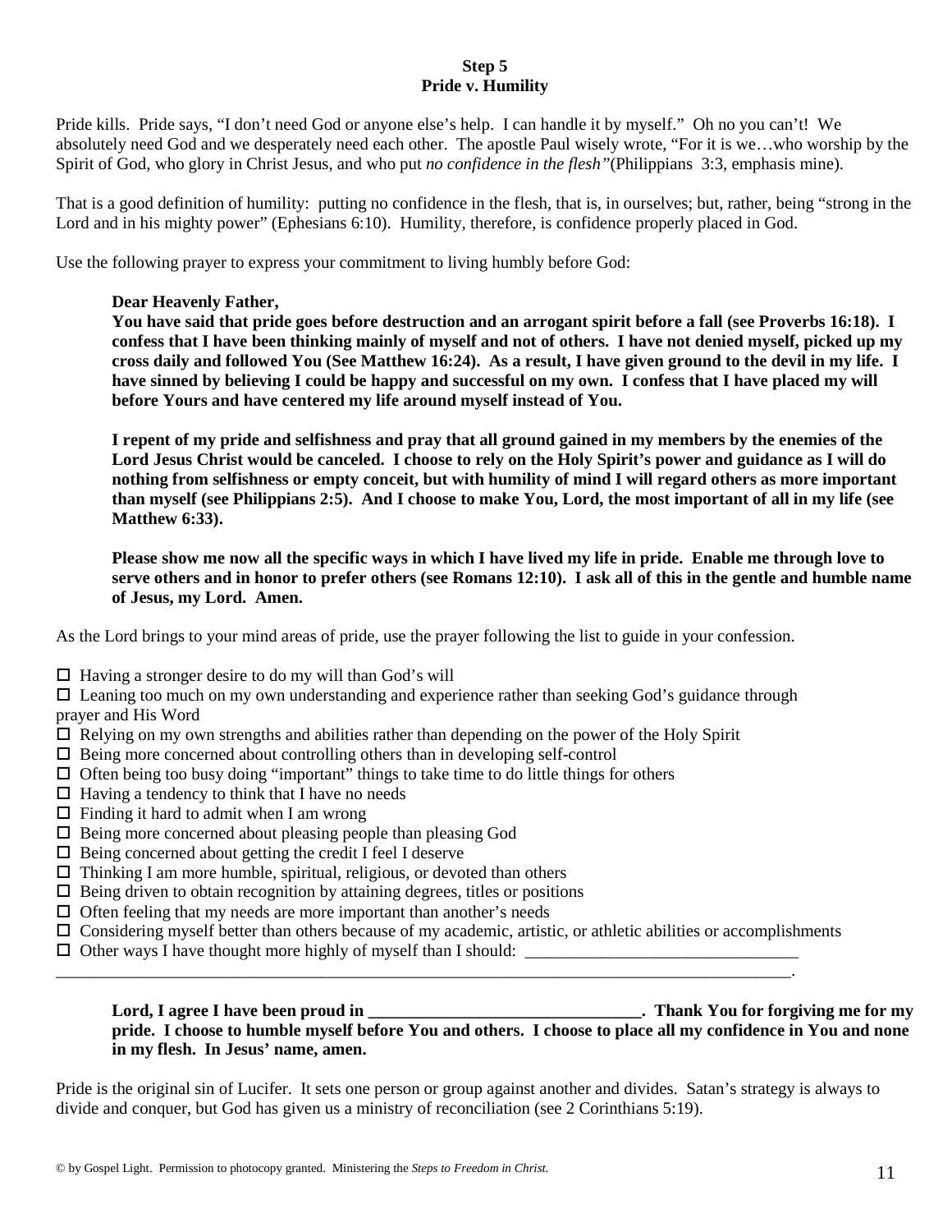## Step 5
## Pride v. Humility

Pride kills. Pride says, "I don't need God or anyone else's help. I can handle it by myself." Oh no you can't! We absolutely need God and we desperately need each other. The apostle Paul wisely wrote, "For it is we…who worship by the Spirit of God, who glory in Christ Jesus, and who put *no confidence in the flesh"*(Philippians 3:3, emphasis mine).

That is a good definition of humility: putting no confidence in the flesh, that is, in ourselves; but, rather, being "strong in the Lord and in his mighty power" (Ephesians 6:10). Humility, therefore, is confidence properly placed in God.

Use the following prayer to express your commitment to living humbly before God:

> **Dear Heavenly Father,**
> **You have said that pride goes before destruction and an arrogant spirit before a fall (see Proverbs 16:18). I confess that I have been thinking mainly of myself and not of others. I have not denied myself, picked up my cross daily and followed You (See Matthew 16:24). As a result, I have given ground to the devil in my life. I have sinned by believing I could be happy and successful on my own. I confess that I have placed my will before Yours and have centered my life around myself instead of You.**
>
> **I repent of my pride and selfishness and pray that all ground gained in my members by the enemies of the Lord Jesus Christ would be canceled. I choose to rely on the Holy Spirit's power and guidance as I will do nothing from selfishness or empty conceit, but with humility of mind I will regard others as more important than myself (see Philippians 2:5). And I choose to make You, Lord, the most important of all in my life (see Matthew 6:33).**
>
> **Please show me now all the specific ways in which I have lived my life in pride. Enable me through love to serve others and in honor to prefer others (see Romans 12:10). I ask all of this in the gentle and humble name of Jesus, my Lord. Amen.**

As the Lord brings to your mind areas of pride, use the prayer following the list to guide in your confession.

- ☐ Having a stronger desire to do my will than God's will
- ☐ Leaning too much on my own understanding and experience rather than seeking God's guidance through prayer and His Word
- ☐ Relying on my own strengths and abilities rather than depending on the power of the Holy Spirit
- ☐ Being more concerned about controlling others than in developing self-control
- ☐ Often being too busy doing "important" things to take time to do little things for others
- ☐ Having a tendency to think that I have no needs
- ☐ Finding it hard to admit when I am wrong
- ☐ Being more concerned about pleasing people than pleasing God
- ☐ Being concerned about getting the credit I feel I deserve
- ☐ Thinking I am more humble, spiritual, religious, or devoted than others
- ☐ Being driven to obtain recognition by attaining degrees, titles or positions
- ☐ Often feeling that my needs are more important than another's needs
- ☐ Considering myself better than others because of my academic, artistic, or athletic abilities or accomplishments
- ☐ Other ways I have thought more highly of myself than I should: ________________________________

__________________________________________________________________________________________.

> **Lord, I agree I have been proud in ________________________________. Thank You for forgiving me for my pride. I choose to humble myself before You and others. I choose to place all my confidence in You and none in my flesh. In Jesus' name, amen.**

Pride is the original sin of Lucifer. It sets one person or group against another and divides. Satan's strategy is always to divide and conquer, but God has given us a ministry of reconciliation (see 2 Corinthians 5:19).

© by Gospel Light. Permission to photocopy granted. Ministering the *Steps to Freedom in Christ.*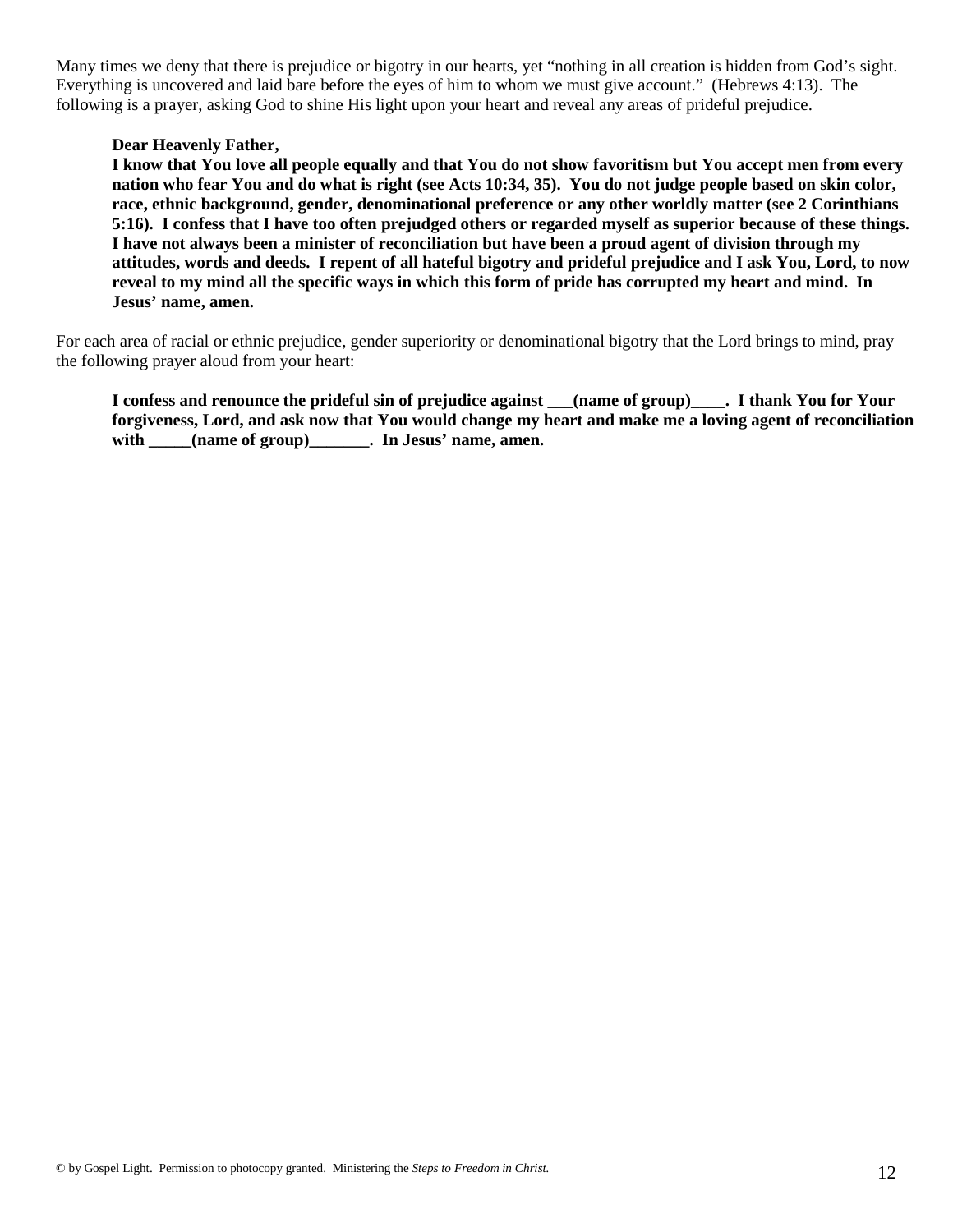Many times we deny that there is prejudice or bigotry in our hearts, yet "nothing in all creation is hidden from God's sight. Everything is uncovered and laid bare before the eyes of him to whom we must give account." (Hebrews 4:13). The following is a prayer, asking God to shine His light upon your heart and reveal any areas of prideful prejudice.

> **Dear Heavenly Father,**
> **I know that You love all people equally and that You do not show favoritism but You accept men from every nation who fear You and do what is right (see Acts 10:34, 35). You do not judge people based on skin color, race, ethnic background, gender, denominational preference or any other worldly matter (see 2 Corinthians 5:16). I confess that I have too often prejudged others or regarded myself as superior because of these things. I have not always been a minister of reconciliation but have been a proud agent of division through my attitudes, words and deeds. I repent of all hateful bigotry and prideful prejudice and I ask You, Lord, to now reveal to my mind all the specific ways in which this form of pride has corrupted my heart and mind. In Jesus' name, amen.**

For each area of racial or ethnic prejudice, gender superiority or denominational bigotry that the Lord brings to mind, pray the following prayer aloud from your heart:

> **I confess and renounce the prideful sin of prejudice against ___(name of group)____. I thank You for Your forgiveness, Lord, and ask now that You would change my heart and make me a loving agent of reconciliation with _____(name of group)_______. In Jesus' name, amen.**

© by Gospel Light. Permission to photocopy granted. Ministering the *Steps to Freedom in Christ.*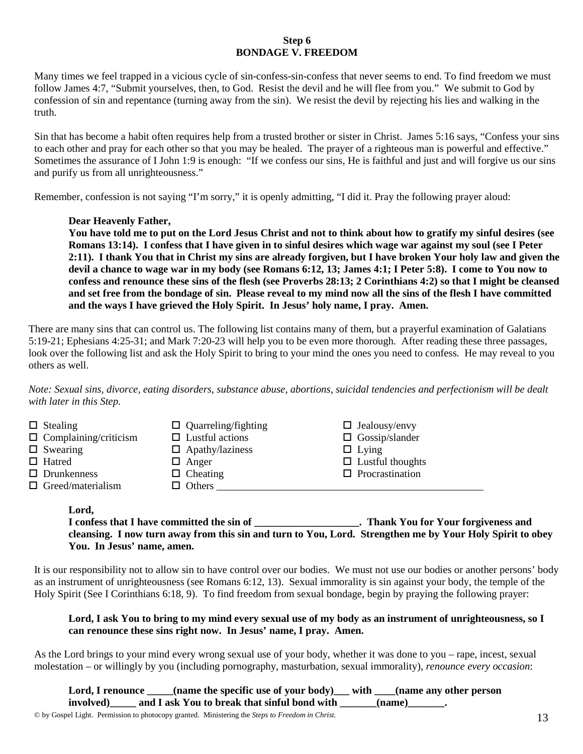# Step 6
## BONDAGE V. FREEDOM

Many times we feel trapped in a vicious cycle of sin-confess-sin-confess that never seems to end. To find freedom we must follow James 4:7, "Submit yourselves, then, to God. Resist the devil and he will flee from you." We submit to God by confession of sin and repentance (turning away from the sin). We resist the devil by rejecting his lies and walking in the truth.

Sin that has become a habit often requires help from a trusted brother or sister in Christ. James 5:16 says, "Confess your sins to each other and pray for each other so that you may be healed. The prayer of a righteous man is powerful and effective." Sometimes the assurance of I John 1:9 is enough: "If we confess our sins, He is faithful and just and will forgive us our sins and purify us from all unrighteousness."

Remember, confession is not saying "I'm sorry," it is openly admitting, "I did it. Pray the following prayer aloud:

> **Dear Heavenly Father,**
> **You have told me to put on the Lord Jesus Christ and not to think about how to gratify my sinful desires (see Romans 13:14). I confess that I have given in to sinful desires which wage war against my soul (see I Peter 2:11). I thank You that in Christ my sins are already forgiven, but I have broken Your holy law and given the devil a chance to wage war in my body (see Romans 6:12, 13; James 4:1; I Peter 5:8). I come to You now to confess and renounce these sins of the flesh (see Proverbs 28:13; 2 Corinthians 4:2) so that I might be cleansed and set free from the bondage of sin. Please reveal to my mind now all the sins of the flesh I have committed and the ways I have grieved the Holy Spirit. In Jesus' holy name, I pray. Amen.**

There are many sins that can control us. The following list contains many of them, but a prayerful examination of Galatians 5:19-21; Ephesians 4:25-31; and Mark 7:20-23 will help you to be even more thorough. After reading these three passages, look over the following list and ask the Holy Spirit to bring to your mind the ones you need to confess. He may reveal to you others as well.

*Note: Sexual sins, divorce, eating disorders, substance abuse, abortions, suicidal tendencies and perfectionism will be dealt with later in this Step.*

- ☐ Stealing
- ☐ Complaining/criticism
- ☐ Swearing
- ☐ Hatred
- ☐ Drunkenness
- ☐ Greed/materialism
- ☐ Quarreling/fighting
- ☐ Lustful actions
- ☐ Apathy/laziness
- ☐ Anger
- ☐ Cheating
- ☐ Others ____________________________________________________
- ☐ Jealousy/envy
- ☐ Gossip/slander
- ☐ Lying
- ☐ Lustful thoughts
- ☐ Procrastination

> **Lord,**
> **I confess that I have committed the sin of ____________________. Thank You for Your forgiveness and cleansing. I now turn away from this sin and turn to You, Lord. Strengthen me by Your Holy Spirit to obey You. In Jesus' name, amen.**

It is our responsibility not to allow sin to have control over our bodies. We must not use our bodies or another persons' body as an instrument of unrighteousness (see Romans 6:12, 13). Sexual immorality is sin against your body, the temple of the Holy Spirit (See I Corinthians 6:18, 9). To find freedom from sexual bondage, begin by praying the following prayer:

> **Lord, I ask You to bring to my mind every sexual use of my body as an instrument of unrighteousness, so I can renounce these sins right now. In Jesus' name, I pray. Amen.**

As the Lord brings to your mind every wrong sexual use of your body, whether it was done to you – rape, incest, sexual molestation – or willingly by you (including pornography, masturbation, sexual immorality), *renounce every occasion*:

> **Lord, I renounce _____(name the specific use of your body)___ with ____(name any other person involved)_____ and I ask You to break that sinful bond with _______(name)_______.**

© by Gospel Light. Permission to photocopy granted. Ministering the *Steps to Freedom in Christ.*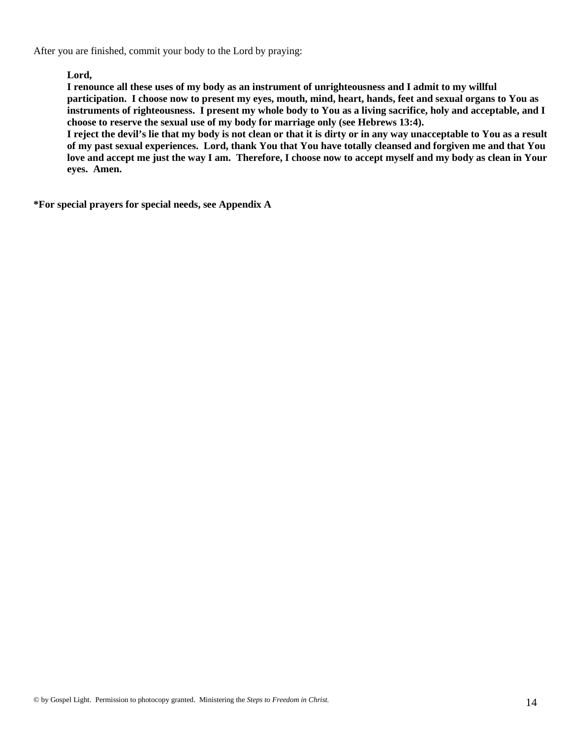After you are finished, commit your body to the Lord by praying:

> **Lord,**
> **I renounce all these uses of my body as an instrument of unrighteousness and I admit to my willful participation. I choose now to present my eyes, mouth, mind, heart, hands, feet and sexual organs to You as instruments of righteousness. I present my whole body to You as a living sacrifice, holy and acceptable, and I choose to reserve the sexual use of my body for marriage only (see Hebrews 13:4).**
> **I reject the devil's lie that my body is not clean or that it is dirty or in any way unacceptable to You as a result of my past sexual experiences. Lord, thank You that You have totally cleansed and forgiven me and that You love and accept me just the way I am. Therefore, I choose now to accept myself and my body as clean in Your eyes. Amen.**

**\*For special prayers for special needs, see Appendix A**

© by Gospel Light. Permission to photocopy granted. Ministering the *Steps to Freedom in Christ.*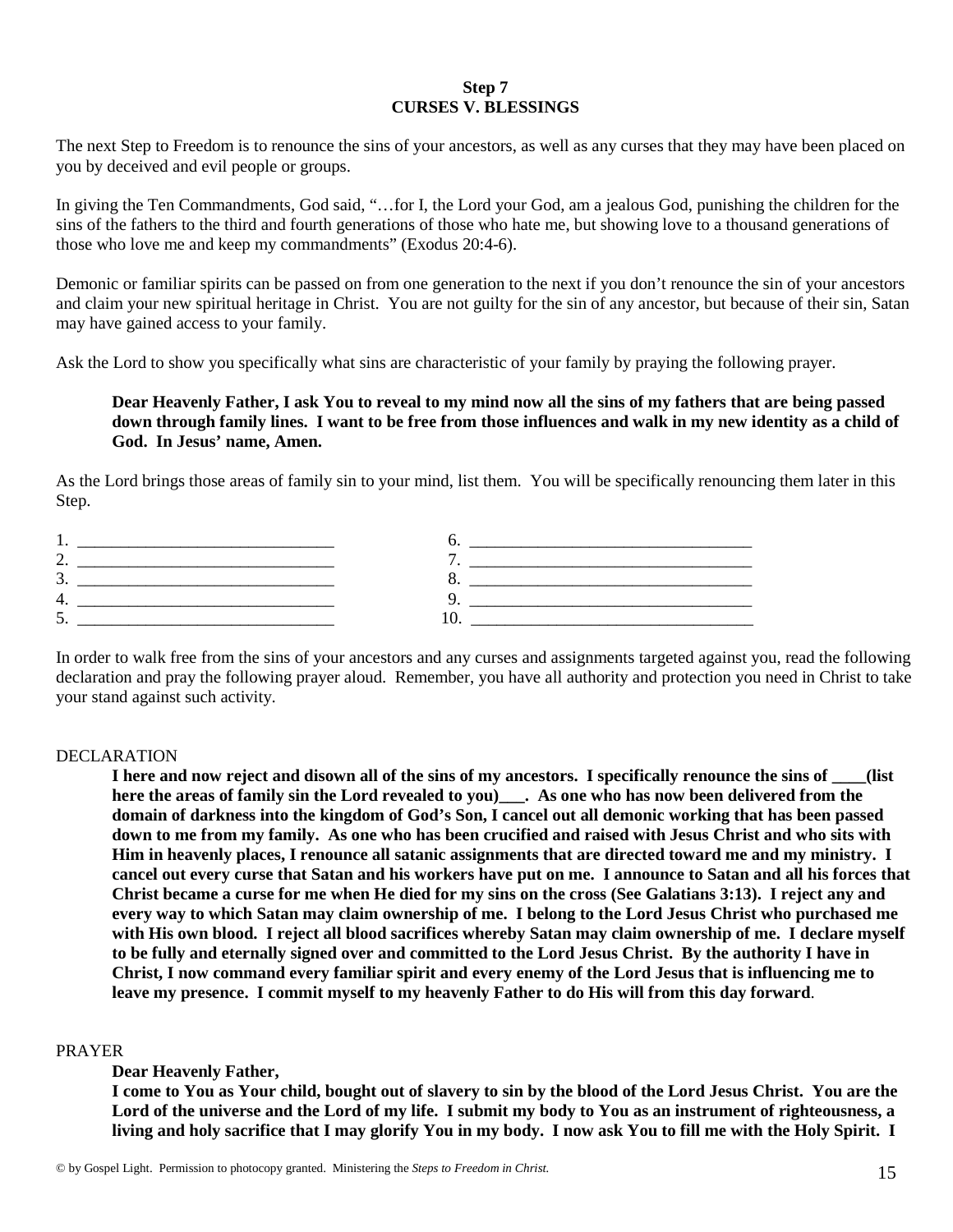**Step 7**
**CURSES V. BLESSINGS**

The next Step to Freedom is to renounce the sins of your ancestors, as well as any curses that they may have been placed on you by deceived and evil people or groups.

In giving the Ten Commandments, God said, "…for I, the Lord your God, am a jealous God, punishing the children for the sins of the fathers to the third and fourth generations of those who hate me, but showing love to a thousand generations of those who love me and keep my commandments" (Exodus 20:4-6).

Demonic or familiar spirits can be passed on from one generation to the next if you don't renounce the sin of your ancestors and claim your new spiritual heritage in Christ. You are not guilty for the sin of any ancestor, but because of their sin, Satan may have gained access to your family.

Ask the Lord to show you specifically what sins are characteristic of your family by praying the following prayer.

> **Dear Heavenly Father, I ask You to reveal to my mind now all the sins of my fathers that are being passed down through family lines. I want to be free from those influences and walk in my new identity as a child of God. In Jesus' name, Amen.**

As the Lord brings those areas of family sin to your mind, list them. You will be specifically renouncing them later in this Step.

1. ______________________________
2. ______________________________
3. ______________________________
4. ______________________________
5. ______________________________
6. ______________________________
7. ______________________________
8. ______________________________
9. ______________________________
10. ______________________________

In order to walk free from the sins of your ancestors and any curses and assignments targeted against you, read the following declaration and pray the following prayer aloud. Remember, you have all authority and protection you need in Christ to take your stand against such activity.

DECLARATION

> **I here and now reject and disown all of the sins of my ancestors. I specifically renounce the sins of ____(list here the areas of family sin the Lord revealed to you)___. As one who has now been delivered from the domain of darkness into the kingdom of God's Son, I cancel out all demonic working that has been passed down to me from my family. As one who has been crucified and raised with Jesus Christ and who sits with Him in heavenly places, I renounce all satanic assignments that are directed toward me and my ministry. I cancel out every curse that Satan and his workers have put on me. I announce to Satan and all his forces that Christ became a curse for me when He died for my sins on the cross (See Galatians 3:13). I reject any and every way to which Satan may claim ownership of me. I belong to the Lord Jesus Christ who purchased me with His own blood. I reject all blood sacrifices whereby Satan may claim ownership of me. I declare myself to be fully and eternally signed over and committed to the Lord Jesus Christ. By the authority I have in Christ, I now command every familiar spirit and every enemy of the Lord Jesus that is influencing me to leave my presence. I commit myself to my heavenly Father to do His will from this day forward**.

PRAYER

> **Dear Heavenly Father,**
> **I come to You as Your child, bought out of slavery to sin by the blood of the Lord Jesus Christ. You are the Lord of the universe and the Lord of my life. I submit my body to You as an instrument of righteousness, a living and holy sacrifice that I may glorify You in my body. I now ask You to fill me with the Holy Spirit. I**

© by Gospel Light. Permission to photocopy granted. Ministering the *Steps to Freedom in Christ.*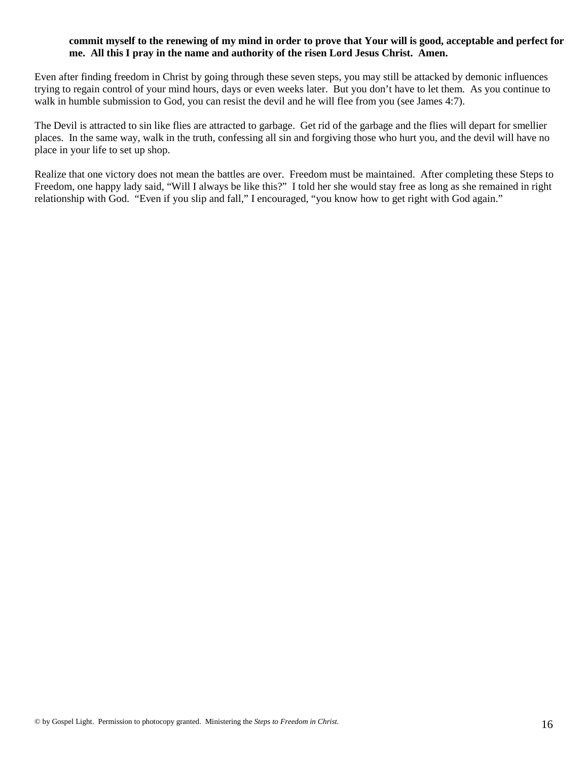**commit myself to the renewing of my mind in order to prove that Your will is good, acceptable and perfect for me. All this I pray in the name and authority of the risen Lord Jesus Christ. Amen.**

Even after finding freedom in Christ by going through these seven steps, you may still be attacked by demonic influences trying to regain control of your mind hours, days or even weeks later. But you don't have to let them. As you continue to walk in humble submission to God, you can resist the devil and he will flee from you (see James 4:7).

The Devil is attracted to sin like flies are attracted to garbage. Get rid of the garbage and the flies will depart for smellier places. In the same way, walk in the truth, confessing all sin and forgiving those who hurt you, and the devil will have no place in your life to set up shop.

Realize that one victory does not mean the battles are over. Freedom must be maintained. After completing these Steps to Freedom, one happy lady said, "Will I always be like this?" I told her she would stay free as long as she remained in right relationship with God. "Even if you slip and fall," I encouraged, "you know how to get right with God again."

© by Gospel Light. Permission to photocopy granted. Ministering the *Steps to Freedom in Christ.*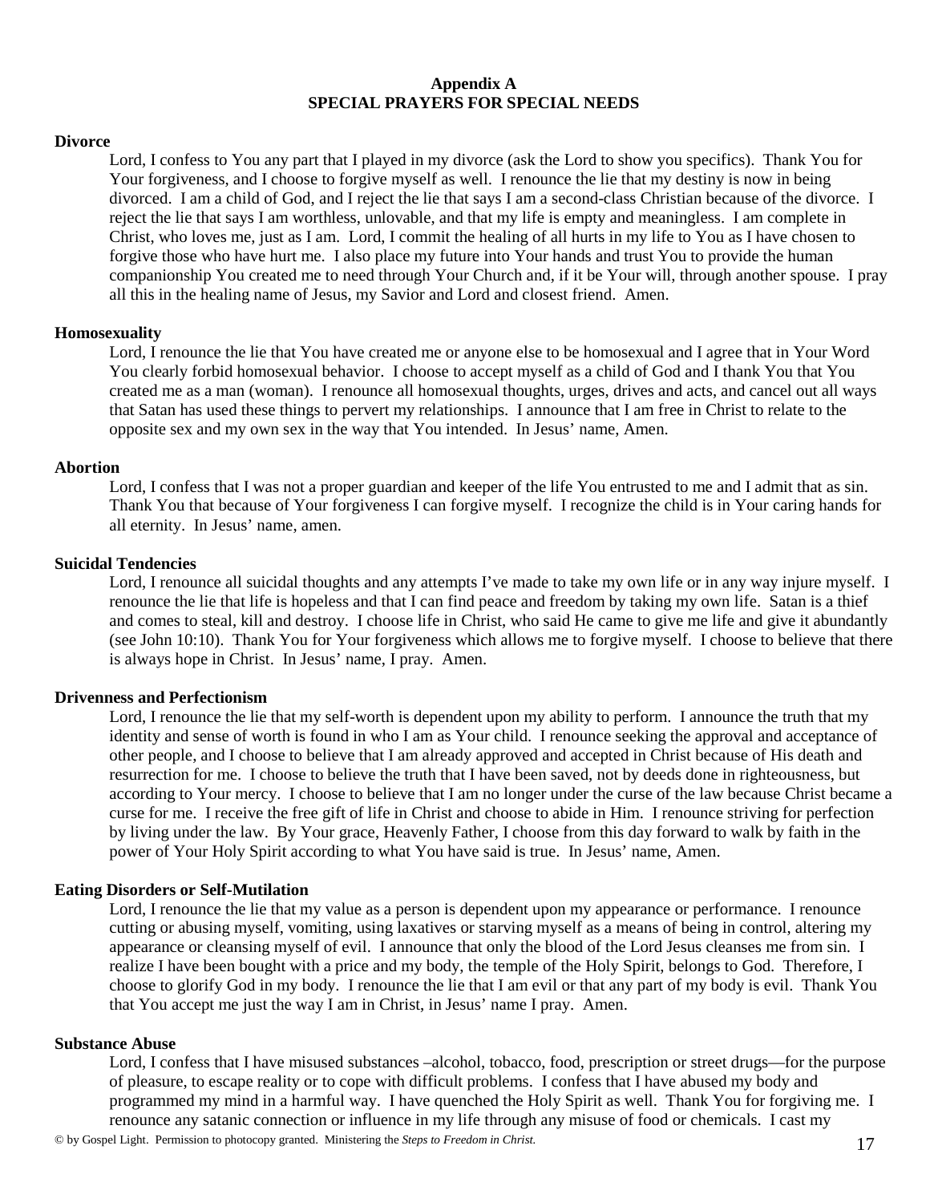## Appendix A
## SPECIAL PRAYERS FOR SPECIAL NEEDS

**Divorce**

Lord, I confess to You any part that I played in my divorce (ask the Lord to show you specifics). Thank You for Your forgiveness, and I choose to forgive myself as well. I renounce the lie that my destiny is now in being divorced. I am a child of God, and I reject the lie that says I am a second-class Christian because of the divorce. I reject the lie that says I am worthless, unlovable, and that my life is empty and meaningless. I am complete in Christ, who loves me, just as I am. Lord, I commit the healing of all hurts in my life to You as I have chosen to forgive those who have hurt me. I also place my future into Your hands and trust You to provide the human companionship You created me to need through Your Church and, if it be Your will, through another spouse. I pray all this in the healing name of Jesus, my Savior and Lord and closest friend. Amen.

**Homosexuality**

Lord, I renounce the lie that You have created me or anyone else to be homosexual and I agree that in Your Word You clearly forbid homosexual behavior. I choose to accept myself as a child of God and I thank You that You created me as a man (woman). I renounce all homosexual thoughts, urges, drives and acts, and cancel out all ways that Satan has used these things to pervert my relationships. I announce that I am free in Christ to relate to the opposite sex and my own sex in the way that You intended. In Jesus' name, Amen.

**Abortion**

Lord, I confess that I was not a proper guardian and keeper of the life You entrusted to me and I admit that as sin. Thank You that because of Your forgiveness I can forgive myself. I recognize the child is in Your caring hands for all eternity. In Jesus' name, amen.

**Suicidal Tendencies**

Lord, I renounce all suicidal thoughts and any attempts I've made to take my own life or in any way injure myself. I renounce the lie that life is hopeless and that I can find peace and freedom by taking my own life. Satan is a thief and comes to steal, kill and destroy. I choose life in Christ, who said He came to give me life and give it abundantly (see John 10:10). Thank You for Your forgiveness which allows me to forgive myself. I choose to believe that there is always hope in Christ. In Jesus' name, I pray. Amen.

**Drivenness and Perfectionism**

Lord, I renounce the lie that my self-worth is dependent upon my ability to perform. I announce the truth that my identity and sense of worth is found in who I am as Your child. I renounce seeking the approval and acceptance of other people, and I choose to believe that I am already approved and accepted in Christ because of His death and resurrection for me. I choose to believe the truth that I have been saved, not by deeds done in righteousness, but according to Your mercy. I choose to believe that I am no longer under the curse of the law because Christ became a curse for me. I receive the free gift of life in Christ and choose to abide in Him. I renounce striving for perfection by living under the law. By Your grace, Heavenly Father, I choose from this day forward to walk by faith in the power of Your Holy Spirit according to what You have said is true. In Jesus' name, Amen.

**Eating Disorders or Self-Mutilation**

Lord, I renounce the lie that my value as a person is dependent upon my appearance or performance. I renounce cutting or abusing myself, vomiting, using laxatives or starving myself as a means of being in control, altering my appearance or cleansing myself of evil. I announce that only the blood of the Lord Jesus cleanses me from sin. I realize I have been bought with a price and my body, the temple of the Holy Spirit, belongs to God. Therefore, I choose to glorify God in my body. I renounce the lie that I am evil or that any part of my body is evil. Thank You that You accept me just the way I am in Christ, in Jesus' name I pray. Amen.

**Substance Abuse**

Lord, I confess that I have misused substances –alcohol, tobacco, food, prescription or street drugs—for the purpose of pleasure, to escape reality or to cope with difficult problems. I confess that I have abused my body and programmed my mind in a harmful way. I have quenched the Holy Spirit as well. Thank You for forgiving me. I renounce any satanic connection or influence in my life through any misuse of food or chemicals. I cast my

© by Gospel Light. Permission to photocopy granted. Ministering the *Steps to Freedom in Christ.*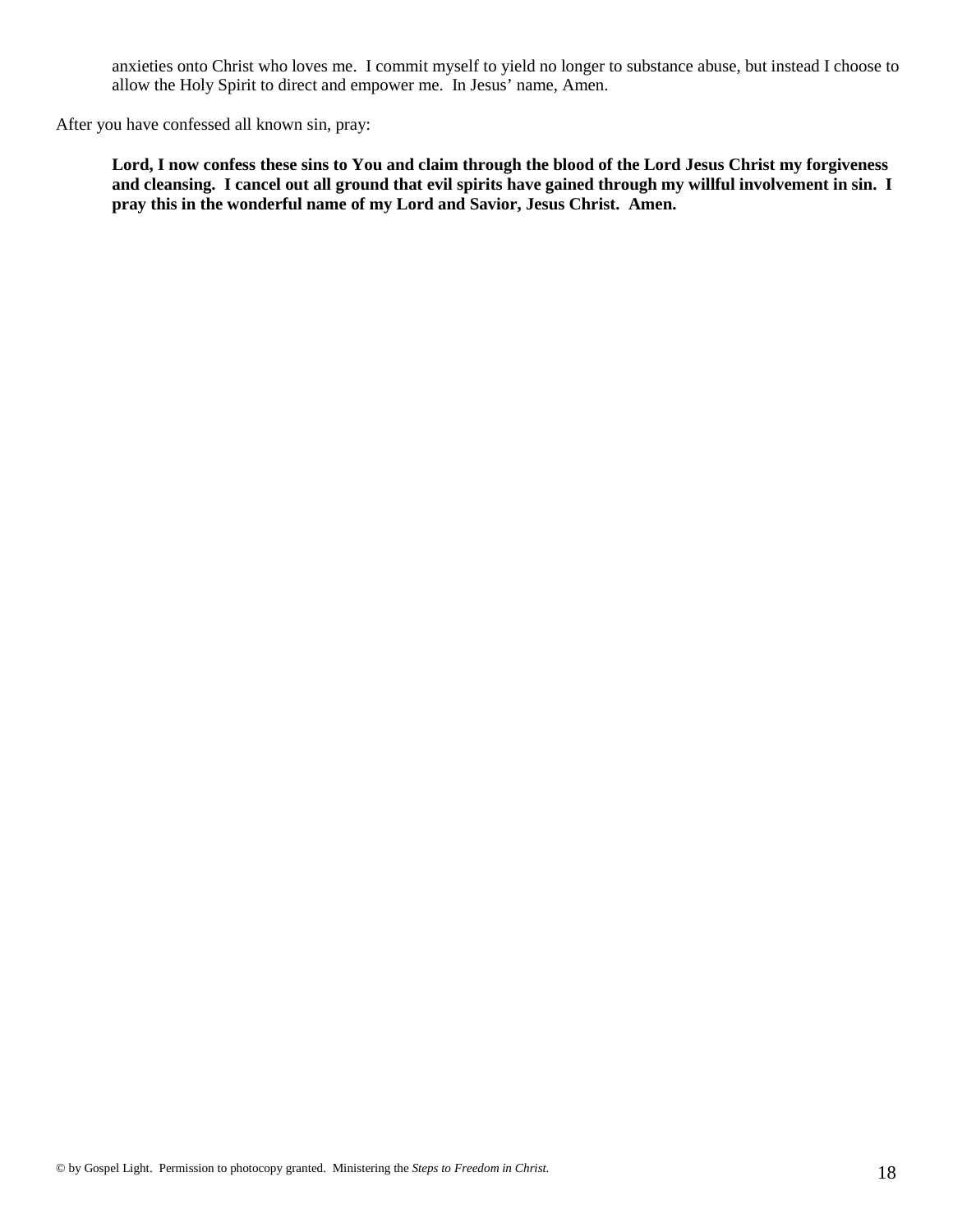anxieties onto Christ who loves me. I commit myself to yield no longer to substance abuse, but instead I choose to allow the Holy Spirit to direct and empower me. In Jesus' name, Amen.

After you have confessed all known sin, pray:

**Lord, I now confess these sins to You and claim through the blood of the Lord Jesus Christ my forgiveness and cleansing. I cancel out all ground that evil spirits have gained through my willful involvement in sin. I pray this in the wonderful name of my Lord and Savior, Jesus Christ. Amen.**

© by Gospel Light. Permission to photocopy granted. Ministering the *Steps to Freedom in Christ.*